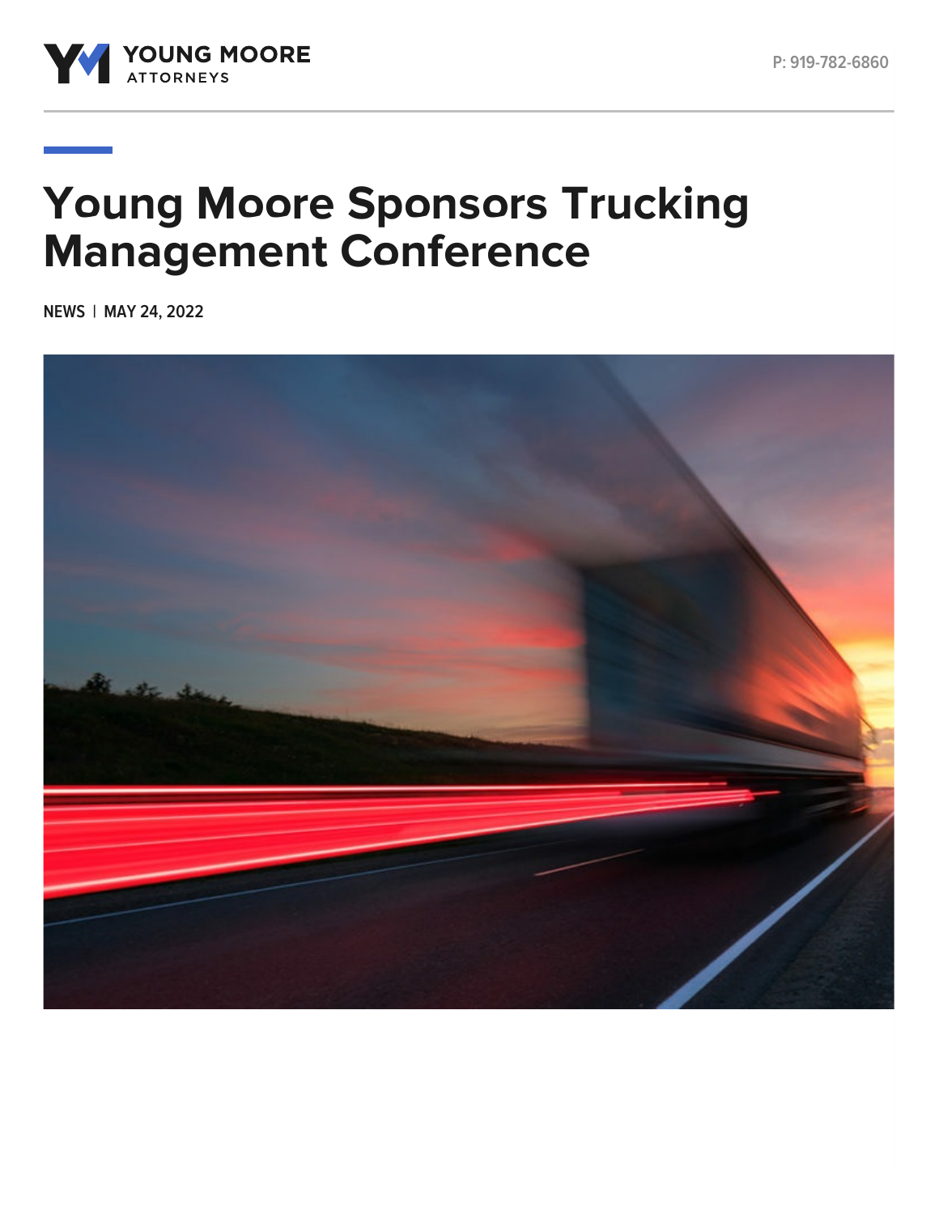# Young Moore Sponsors Trucking Management Conference

NEWS | MAY 24, 2022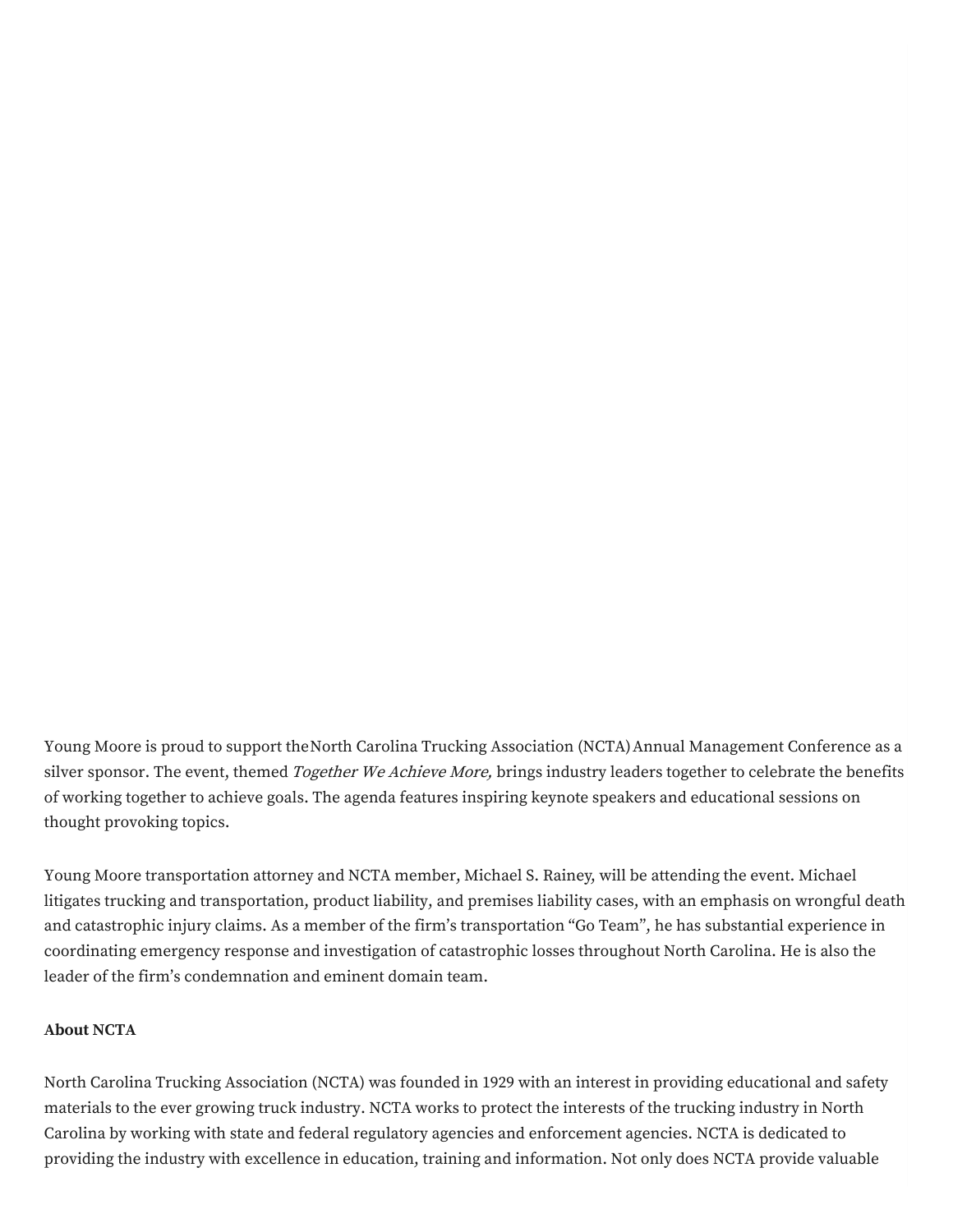Young Moore is proud to support the North Carolina Trucking Association (NCTA) Annual Management Conference as a silver sponsor. The event, themed *Together We Achieve More,* brings industry leaders together to celebrate the benefits of working together to achieve goals. The agenda features inspiring keynote speakers and educational sessions on thought provoking topics.

Young Moore transportation attorney and NCTA member, Michael S. Rainey, will be attending the event. Michael litigates trucking and transportation, product liability, and premises liability cases, with an emphasis on wrongful death and catastrophic injury claims. As a member of the firm's transportation "Go Team", he has substantial experience in coordinating emergency response and investigation of catastrophic losses throughout North Carolina. He is also the leader of the firm's condemnation and eminent domain team.

**About NCTA**

North Carolina Trucking Association (NCTA) was founded in 1929 with an interest in providing educational and safety materials to the ever growing truck industry. NCTA works to protect the interests of the trucking industry in North Carolina by working with state and federal regulatory agencies and enforcement agencies. NCTA is dedicated to providing the industry with excellence in education, training and information. Not only does NCTA provide valuable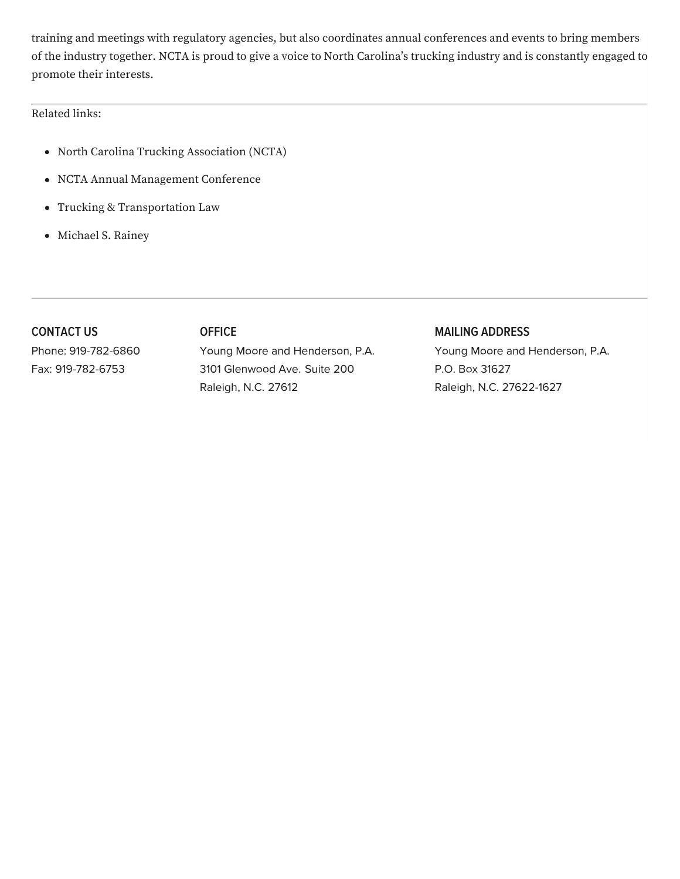training and meetings with regulatory agencies, but also coordinates annual conferences and events to bring members of the industry together. NCTA is proud to give a voice to North Carolina's trucking industry and is constantly engaged to promote their interests.

---

Related links:

- North Carolina Trucking Association (NCTA)
- NCTA Annual Management Conference
- Trucking & Transportation Law
- Michael S. Rainey

---

**CONTACT US**

Phone: 919-782-6860
Fax: 919-782-6753

**OFFICE**

Young Moore and Henderson, P.A.
3101 Glenwood Ave. Suite 200
Raleigh, N.C. 27612

**MAILING ADDRESS**

Young Moore and Henderson, P.A.
P.O. Box 31627
Raleigh, N.C. 27622-1627